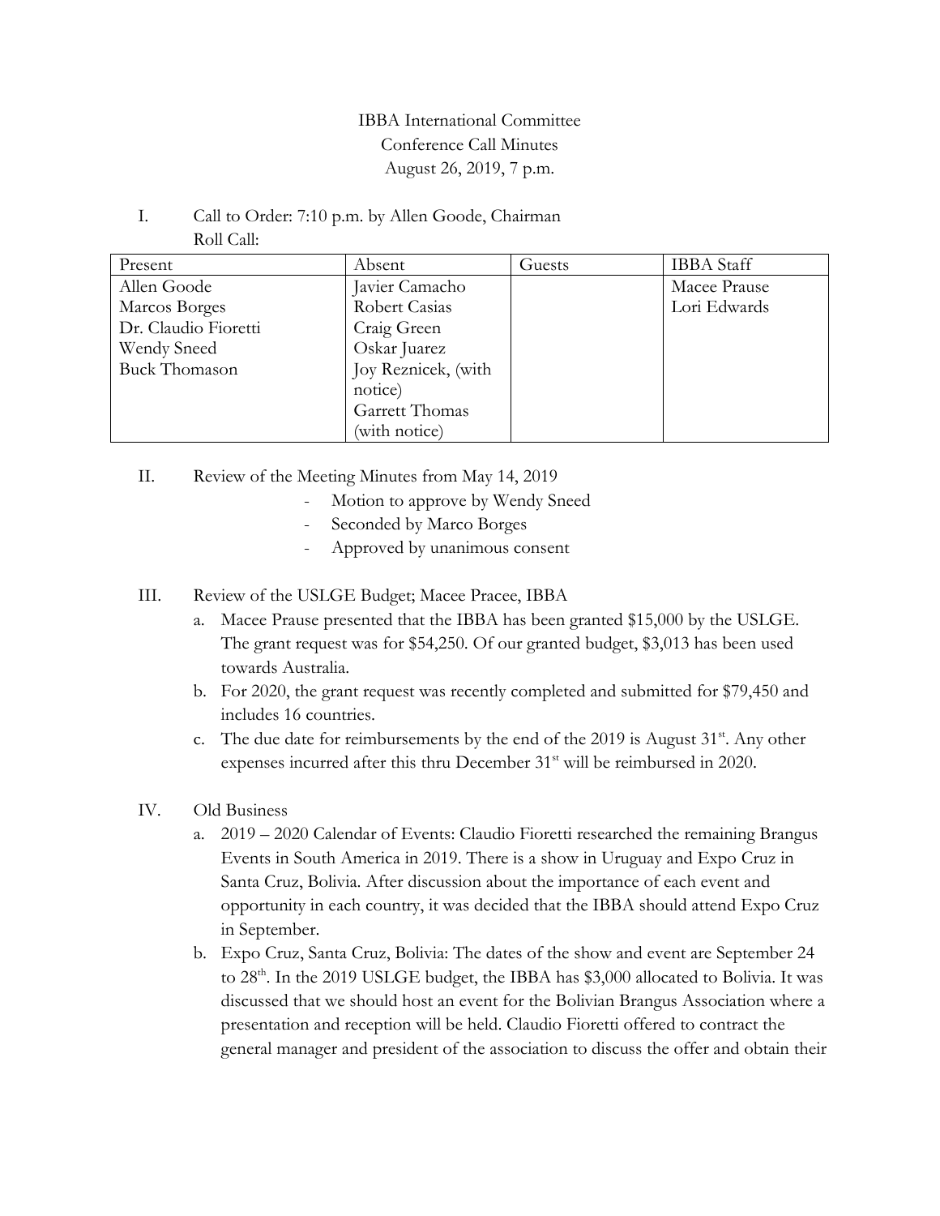IBBA International Committee
Conference Call Minutes
August 26, 2019, 7 p.m.

I. Call to Order: 7:10 p.m. by Allen Goode, Chairman
Roll Call:

| Present | Absent | Guests | IBBA Staff |
|---|---|---|---|
| Allen Goode<br>Marcos Borges<br>Dr. Claudio Fioretti<br>Wendy Sneed<br>Buck Thomason | Javier Camacho<br>Robert Casias<br>Craig Green<br>Oskar Juarez<br>Joy Reznicek, (with notice)<br>Garrett Thomas (with notice) | | Macee Prause<br>Lori Edwards |

II. Review of the Meeting Minutes from May 14, 2019
- Motion to approve by Wendy Sneed
- Seconded by Marco Borges
- Approved by unanimous consent

III. Review of the USLGE Budget; Macee Pracee, IBBA
a. Macee Prause presented that the IBBA has been granted $15,000 by the USLGE. The grant request was for $54,250. Of our granted budget, $3,013 has been used towards Australia.
b. For 2020, the grant request was recently completed and submitted for $79,450 and includes 16 countries.
c. The due date for reimbursements by the end of the 2019 is August 31st. Any other expenses incurred after this thru December 31st will be reimbursed in 2020.

IV. Old Business
a. 2019 – 2020 Calendar of Events: Claudio Fioretti researched the remaining Brangus Events in South America in 2019. There is a show in Uruguay and Expo Cruz in Santa Cruz, Bolivia. After discussion about the importance of each event and opportunity in each country, it was decided that the IBBA should attend Expo Cruz in September.
b. Expo Cruz, Santa Cruz, Bolivia: The dates of the show and event are September 24 to 28th. In the 2019 USLGE budget, the IBBA has $3,000 allocated to Bolivia. It was discussed that we should host an event for the Bolivian Brangus Association where a presentation and reception will be held. Claudio Fioretti offered to contract the general manager and president of the association to discuss the offer and obtain their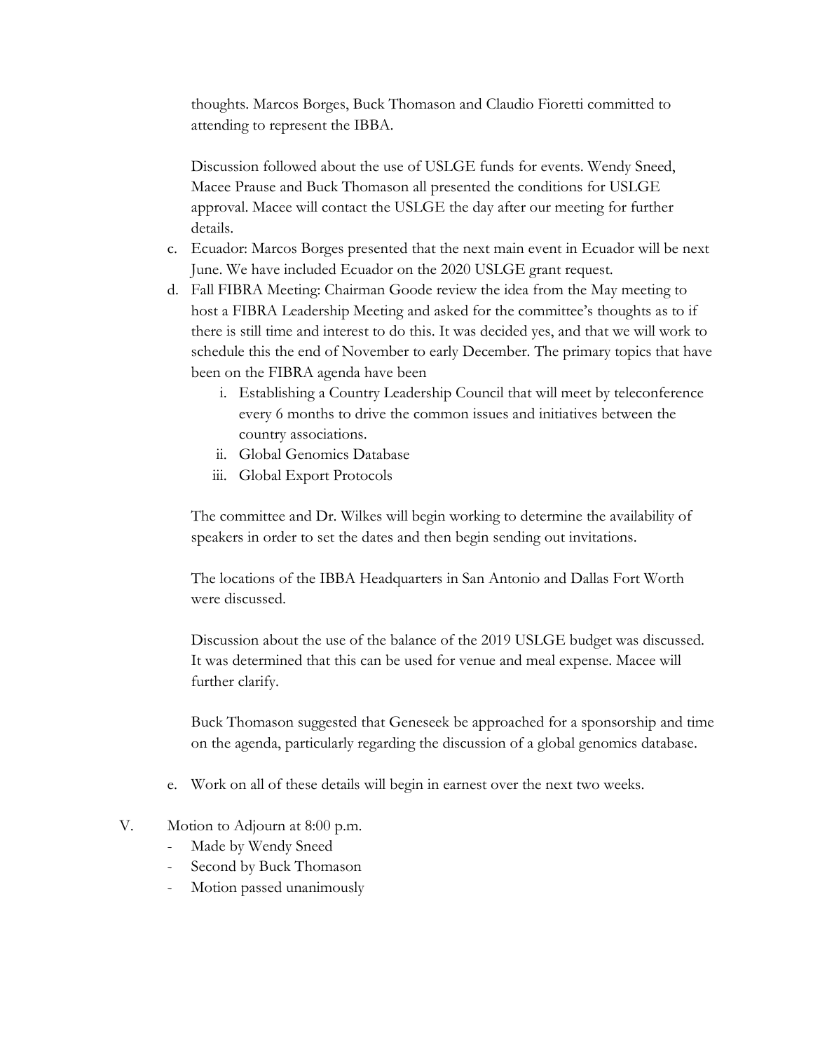thoughts. Marcos Borges, Buck Thomason and Claudio Fioretti committed to attending to represent the IBBA.

Discussion followed about the use of USLGE funds for events. Wendy Sneed, Macee Prause and Buck Thomason all presented the conditions for USLGE approval. Macee will contact the USLGE the day after our meeting for further details.

c. Ecuador: Marcos Borges presented that the next main event in Ecuador will be next June. We have included Ecuador on the 2020 USLGE grant request.

d. Fall FIBRA Meeting: Chairman Goode review the idea from the May meeting to host a FIBRA Leadership Meeting and asked for the committee's thoughts as to if there is still time and interest to do this. It was decided yes, and that we will work to schedule this the end of November to early December. The primary topics that have been on the FIBRA agenda have been

   i. Establishing a Country Leadership Council that will meet by teleconference every 6 months to drive the common issues and initiatives between the country associations.
   ii. Global Genomics Database
   iii. Global Export Protocols

The committee and Dr. Wilkes will begin working to determine the availability of speakers in order to set the dates and then begin sending out invitations.

The locations of the IBBA Headquarters in San Antonio and Dallas Fort Worth were discussed.

Discussion about the use of the balance of the 2019 USLGE budget was discussed. It was determined that this can be used for venue and meal expense. Macee will further clarify.

Buck Thomason suggested that Geneseek be approached for a sponsorship and time on the agenda, particularly regarding the discussion of a global genomics database.

e. Work on all of these details will begin in earnest over the next two weeks.

V. Motion to Adjourn at 8:00 p.m.
   - Made by Wendy Sneed
   - Second by Buck Thomason
   - Motion passed unanimously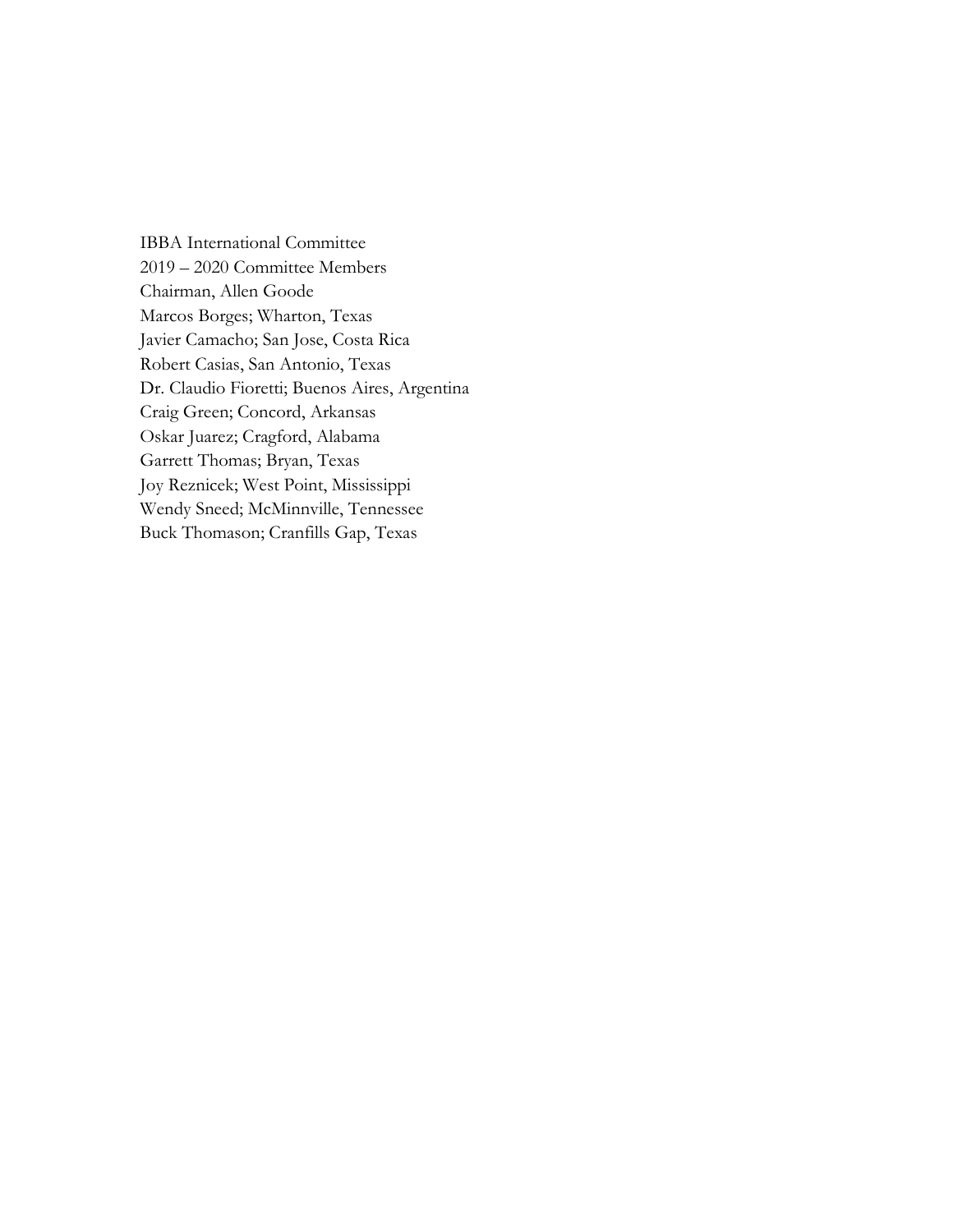IBBA International Committee
2019 – 2020 Committee Members
Chairman, Allen Goode
Marcos Borges; Wharton, Texas
Javier Camacho; San Jose, Costa Rica
Robert Casias, San Antonio, Texas
Dr. Claudio Fioretti; Buenos Aires, Argentina
Craig Green; Concord, Arkansas
Oskar Juarez; Cragford, Alabama
Garrett Thomas; Bryan, Texas
Joy Reznicek; West Point, Mississippi
Wendy Sneed; McMinnville, Tennessee
Buck Thomason; Cranfills Gap, Texas